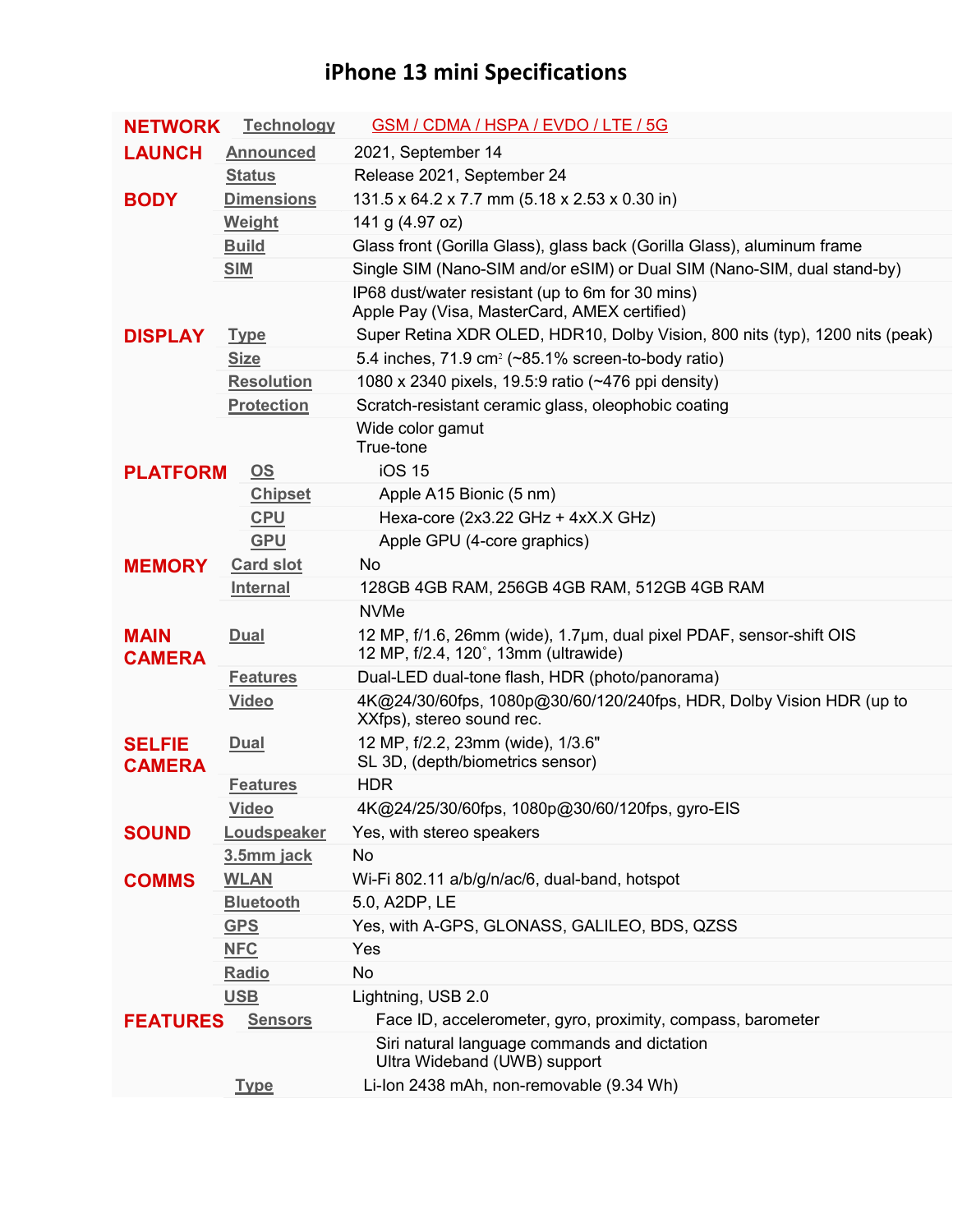# iPhone 13 mini Specifications

| | | |
|---|---|---|
| **NETWORK** | Technology | GSM / CDMA / HSPA / EVDO / LTE / 5G |
| **LAUNCH** | Announced | 2021, September 14 |
| | Status | Release 2021, September 24 |
| **BODY** | Dimensions | 131.5 x 64.2 x 7.7 mm (5.18 x 2.53 x 0.30 in) |
| | Weight | 141 g (4.97 oz) |
| | Build | Glass front (Gorilla Glass), glass back (Gorilla Glass), aluminum frame |
| | SIM | Single SIM (Nano-SIM and/or eSIM) or Dual SIM (Nano-SIM, dual stand-by) |
| | | IP68 dust/water resistant (up to 6m for 30 mins)<br>Apple Pay (Visa, MasterCard, AMEX certified) |
| **DISPLAY** | Type | Super Retina XDR OLED, HDR10, Dolby Vision, 800 nits (typ), 1200 nits (peak) |
| | Size | 5.4 inches, 71.9 $cm^2$ (~85.1% screen-to-body ratio) |
| | Resolution | 1080 x 2340 pixels, 19.5:9 ratio (~476 ppi density) |
| | Protection | Scratch-resistant ceramic glass, oleophobic coating |
| | | Wide color gamut<br>True-tone |
| **PLATFORM** | OS | iOS 15 |
| | Chipset | Apple A15 Bionic (5 nm) |
| | CPU | Hexa-core (2x3.22 GHz + 4xX.X GHz) |
| | GPU | Apple GPU (4-core graphics) |
| **MEMORY** | Card slot | No |
| | Internal | 128GB 4GB RAM, 256GB 4GB RAM, 512GB 4GB RAM |
| | | NVMe |
| **MAIN CAMERA** | Dual | 12 MP, f/1.6, 26mm (wide), 1.7µm, dual pixel PDAF, sensor-shift OIS<br>12 MP, f/2.4, 120˚, 13mm (ultrawide) |
| | Features | Dual-LED dual-tone flash, HDR (photo/panorama) |
| | Video | 4K@24/30/60fps, 1080p@30/60/120/240fps, HDR, Dolby Vision HDR (up to XXfps), stereo sound rec. |
| **SELFIE CAMERA** | Dual | 12 MP, f/2.2, 23mm (wide), 1/3.6"<br>SL 3D, (depth/biometrics sensor) |
| | Features | HDR |
| | Video | 4K@24/25/30/60fps, 1080p@30/60/120fps, gyro-EIS |
| **SOUND** | Loudspeaker | Yes, with stereo speakers |
| | 3.5mm jack | No |
| **COMMS** | WLAN | Wi-Fi 802.11 a/b/g/n/ac/6, dual-band, hotspot |
| | Bluetooth | 5.0, A2DP, LE |
| | GPS | Yes, with A-GPS, GLONASS, GALILEO, BDS, QZSS |
| | NFC | Yes |
| | Radio | No |
| | USB | Lightning, USB 2.0 |
| **FEATURES** | Sensors | Face ID, accelerometer, gyro, proximity, compass, barometer |
| | | Siri natural language commands and dictation<br>Ultra Wideband (UWB) support |
| | Type | Li-Ion 2438 mAh, non-removable (9.34 Wh) |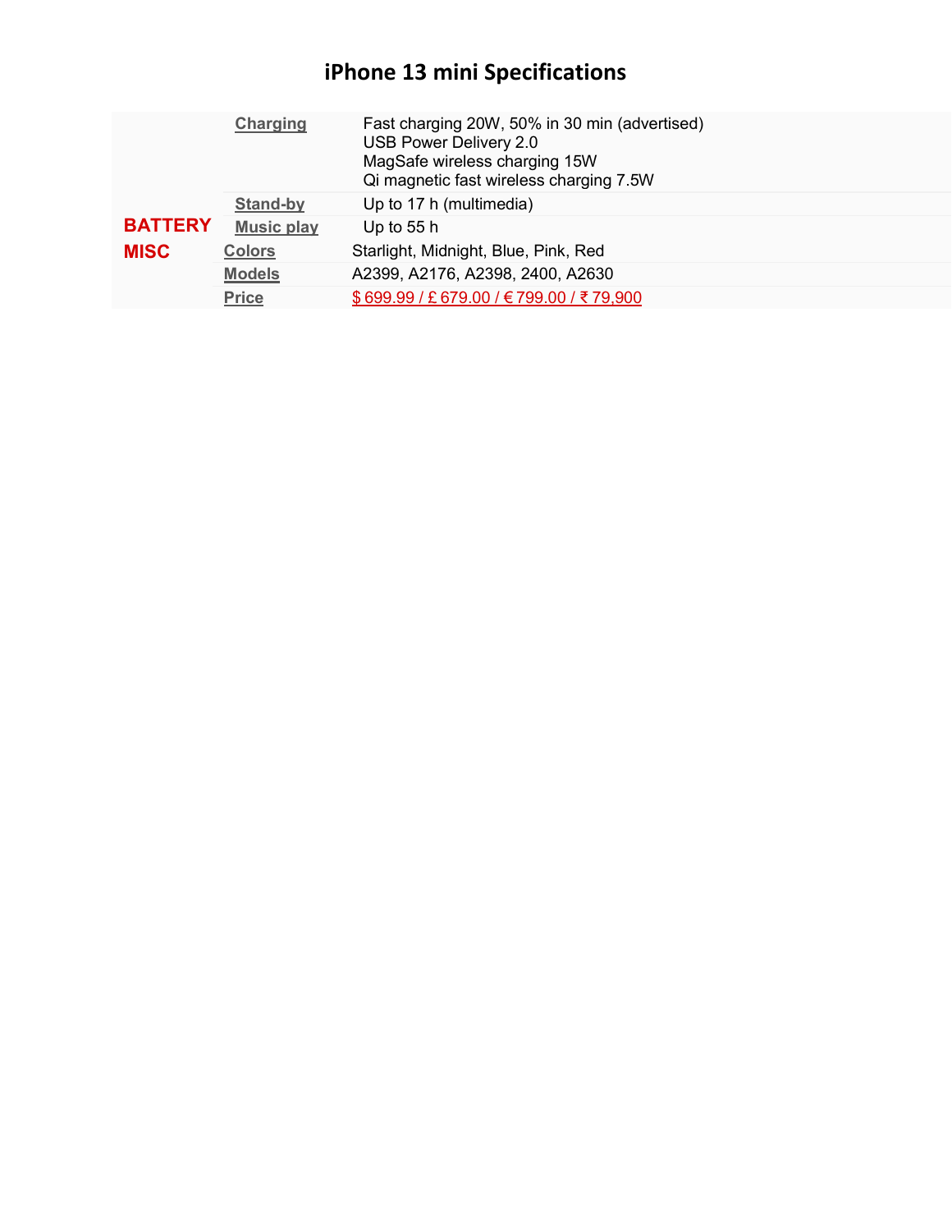# iPhone 13 mini Specifications

| | | |
|---|---|---|
| **BATTERY** | **Charging** | Fast charging 20W, 50% in 30 min (advertised)<br>USB Power Delivery 2.0<br>MagSafe wireless charging 15W<br>Qi magnetic fast wireless charging 7.5W |
| | **Stand-by** | Up to 17 h (multimedia) |
| | **Music play** | Up to 55 h |
| **MISC** | **Colors** | Starlight, Midnight, Blue, Pink, Red |
| | **Models** | A2399, A2176, A2398, 2400, A2630 |
| | **Price** | $ 699.99 / £ 679.00 / € 799.00 / ₹ 79,900 |